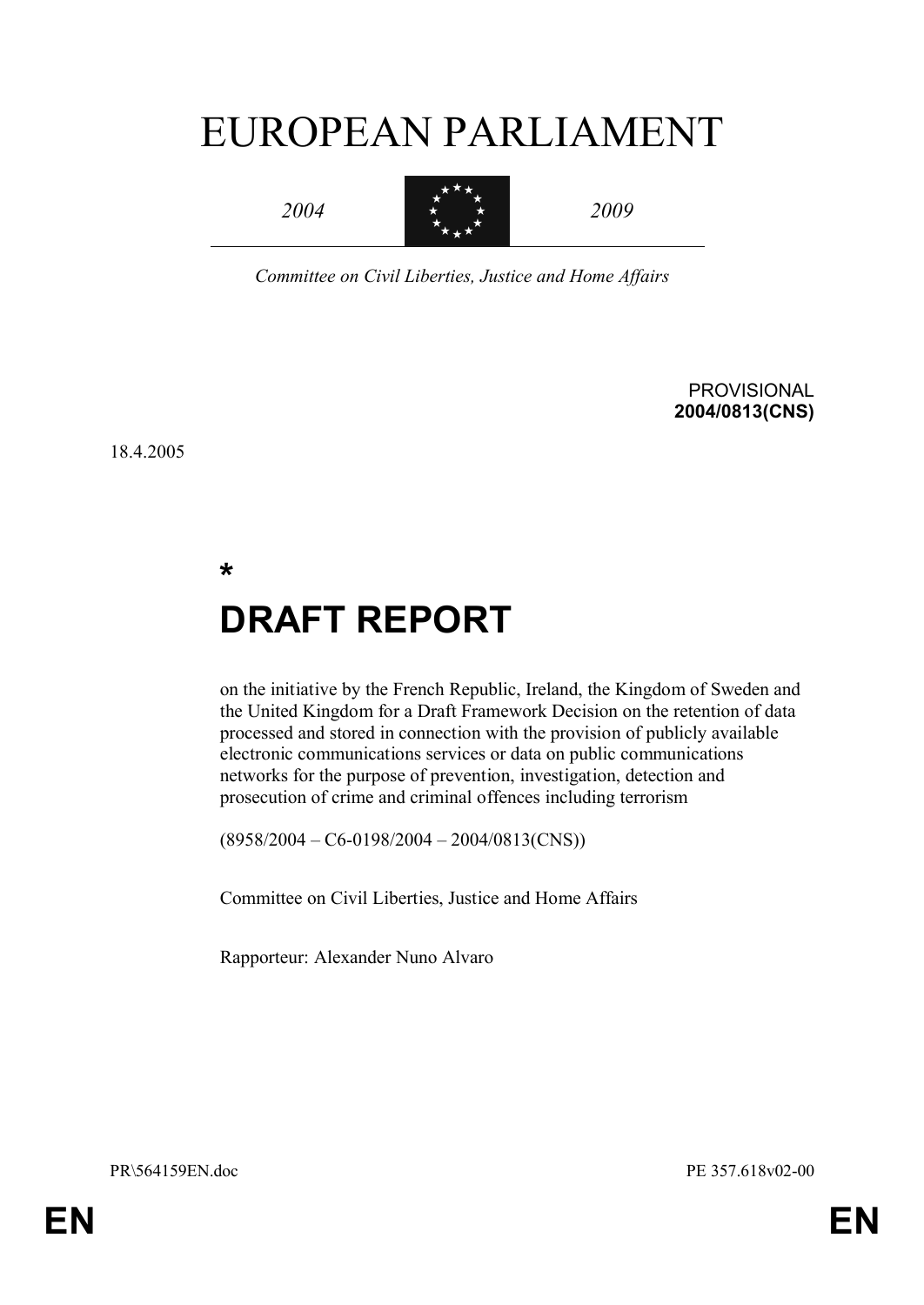# EUROPEAN PARLIAMENT

*2004* *2009*

*Committee on Civil Liberties, Justice and Home Affairs*

PROVISIONAL
**2004/0813(CNS)**

18.4.2005

**\***

# DRAFT REPORT

on the initiative by the French Republic, Ireland, the Kingdom of Sweden and the United Kingdom for a Draft Framework Decision on the retention of data processed and stored in connection with the provision of publicly available electronic communications services or data on public communications networks for the purpose of prevention, investigation, detection and prosecution of crime and criminal offences including terrorism

(8958/2004 – C6-0198/2004 – 2004/0813(CNS))

Committee on Civil Liberties, Justice and Home Affairs

Rapporteur: Alexander Nuno Alvaro

PR\564159EN.doc PE 357.618v02-00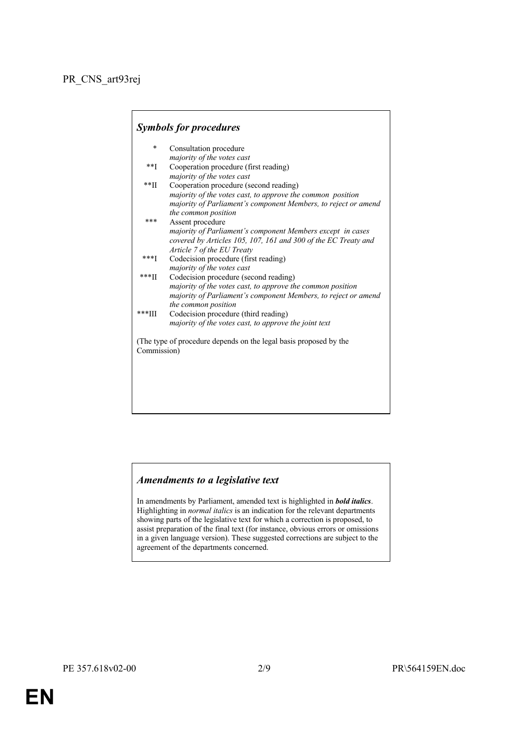PR_CNS_art93rej

### *Symbols for procedures*

| | |
|---|---|
| * | Consultation procedure<br>*majority of the votes cast* |
| **I | Cooperation procedure (first reading)<br>*majority of the votes cast* |
| **II | Cooperation procedure (second reading)<br>*majority of the votes cast, to approve the common position*<br>*majority of Parliament's component Members, to reject or amend the common position* |
| *** | Assent procedure<br>*majority of Parliament's component Members except in cases covered by Articles 105, 107, 161 and 300 of the EC Treaty and Article 7 of the EU Treaty* |
| ***I | Codecision procedure (first reading)<br>*majority of the votes cast* |
| ***II | Codecision procedure (second reading)<br>*majority of the votes cast, to approve the common position*<br>*majority of Parliament's component Members, to reject or amend the common position* |
| ***III | Codecision procedure (third reading)<br>*majority of the votes cast, to approve the joint text* |

(The type of procedure depends on the legal basis proposed by the Commission)

### *Amendments to a legislative text*

In amendments by Parliament, amended text is highlighted in ***bold italics***. Highlighting in *normal italics* is an indication for the relevant departments showing parts of the legislative text for which a correction is proposed, to assist preparation of the final text (for instance, obvious errors or omissions in a given language version). These suggested corrections are subject to the agreement of the departments concerned.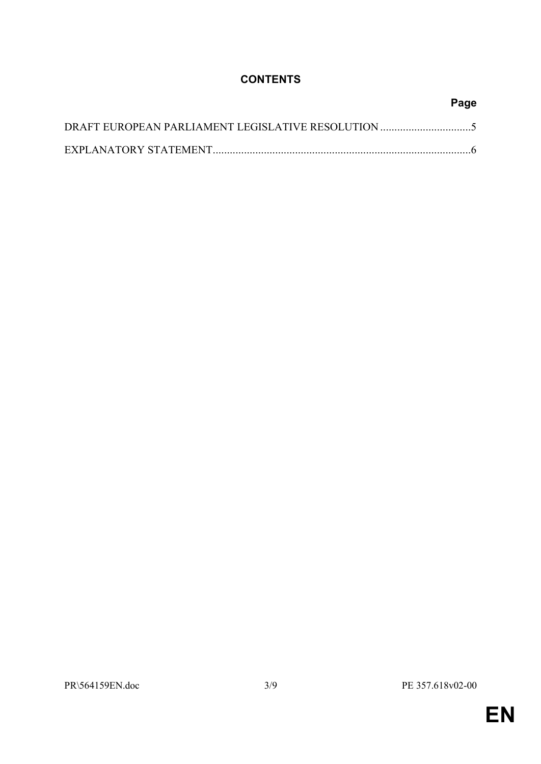## CONTENTS

| | Page |
|---|---|
| DRAFT EUROPEAN PARLIAMENT LEGISLATIVE RESOLUTION | 5 |
| EXPLANATORY STATEMENT | 6 |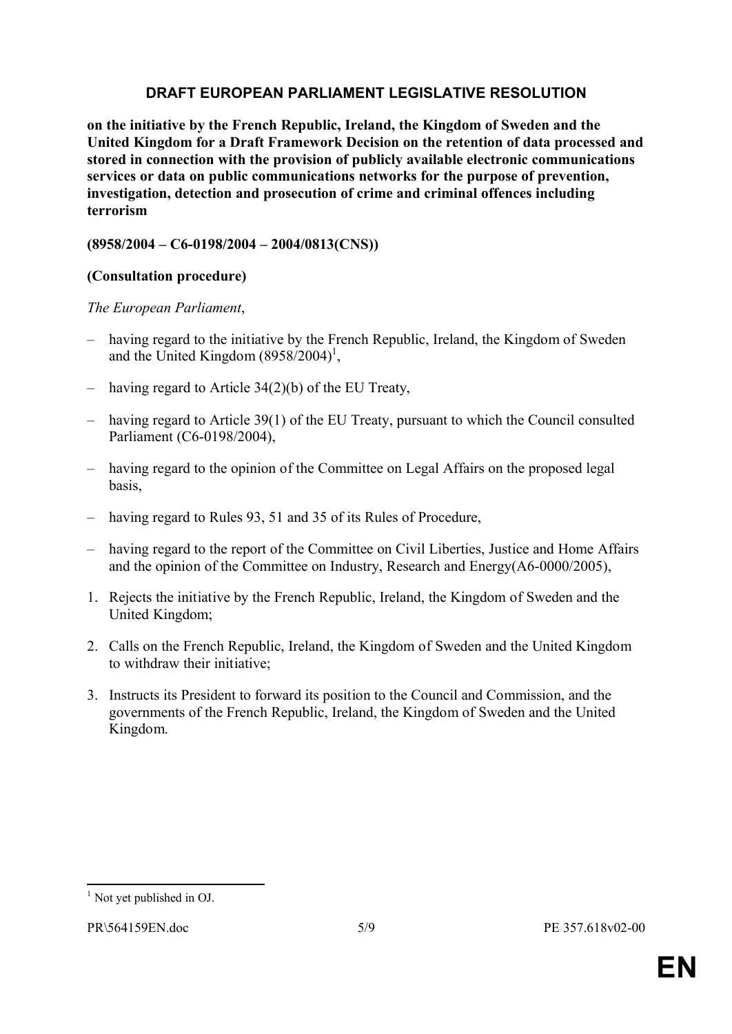# DRAFT EUROPEAN PARLIAMENT LEGISLATIVE RESOLUTION

**on the initiative by the French Republic, Ireland, the Kingdom of Sweden and the United Kingdom for a Draft Framework Decision on the retention of data processed and stored in connection with the provision of publicly available electronic communications services or data on public communications networks for the purpose of prevention, investigation, detection and prosecution of crime and criminal offences including terrorism**

**(8958/2004 – C6-0198/2004 – 2004/0813(CNS))**

**(Consultation procedure)**

*The European Parliament*,

– having regard to the initiative by the French Republic, Ireland, the Kingdom of Sweden and the United Kingdom (8958/2004)[1],

– having regard to Article 34(2)(b) of the EU Treaty,

– having regard to Article 39(1) of the EU Treaty, pursuant to which the Council consulted Parliament (C6-0198/2004),

– having regard to the opinion of the Committee on Legal Affairs on the proposed legal basis,

– having regard to Rules 93, 51 and 35 of its Rules of Procedure,

– having regard to the report of the Committee on Civil Liberties, Justice and Home Affairs and the opinion of the Committee on Industry, Research and Energy(A6-0000/2005),

1. Rejects the initiative by the French Republic, Ireland, the Kingdom of Sweden and the United Kingdom;

2. Calls on the French Republic, Ireland, the Kingdom of Sweden and the United Kingdom to withdraw their initiative;

3. Instructs its President to forward its position to the Council and Commission, and the governments of the French Republic, Ireland, the Kingdom of Sweden and the United Kingdom.

---

[1] Not yet published in OJ.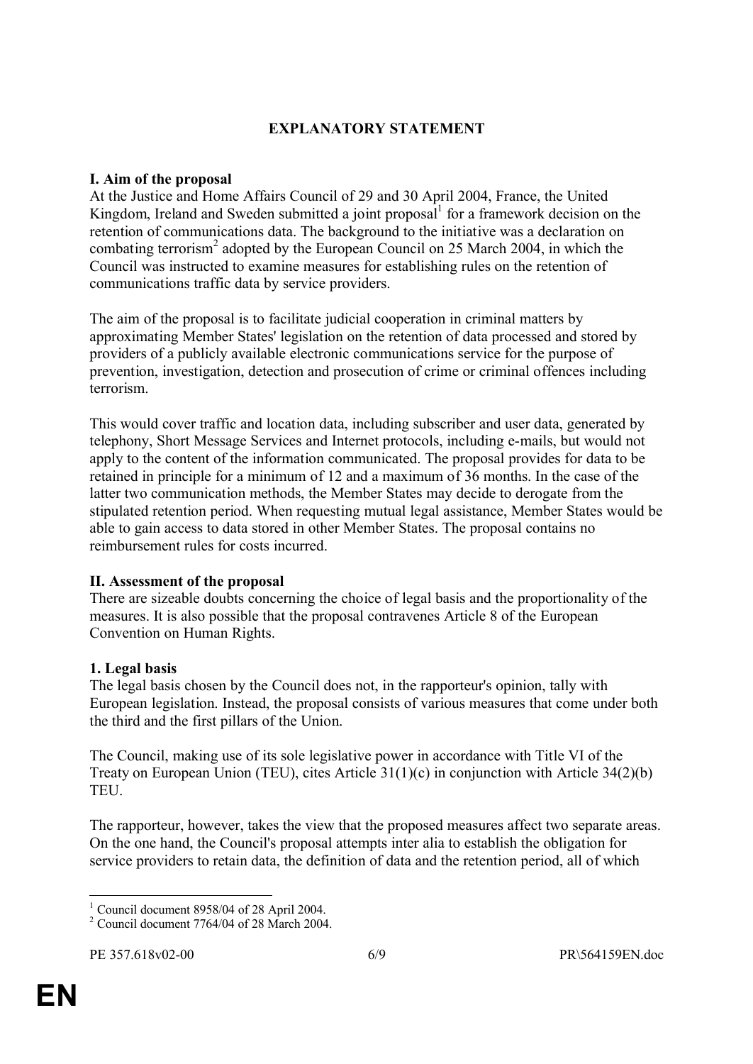# EXPLANATORY STATEMENT

## I. Aim of the proposal

At the Justice and Home Affairs Council of 29 and 30 April 2004, France, the United Kingdom, Ireland and Sweden submitted a joint proposal[1] for a framework decision on the retention of communications data. The background to the initiative was a declaration on combating terrorism[2] adopted by the European Council on 25 March 2004, in which the Council was instructed to examine measures for establishing rules on the retention of communications traffic data by service providers.

The aim of the proposal is to facilitate judicial cooperation in criminal matters by approximating Member States' legislation on the retention of data processed and stored by providers of a publicly available electronic communications service for the purpose of prevention, investigation, detection and prosecution of crime or criminal offences including terrorism.

This would cover traffic and location data, including subscriber and user data, generated by telephony, Short Message Services and Internet protocols, including e-mails, but would not apply to the content of the information communicated. The proposal provides for data to be retained in principle for a minimum of 12 and a maximum of 36 months. In the case of the latter two communication methods, the Member States may decide to derogate from the stipulated retention period. When requesting mutual legal assistance, Member States would be able to gain access to data stored in other Member States. The proposal contains no reimbursement rules for costs incurred.

## II. Assessment of the proposal

There are sizeable doubts concerning the choice of legal basis and the proportionality of the measures. It is also possible that the proposal contravenes Article 8 of the European Convention on Human Rights.

### 1. Legal basis

The legal basis chosen by the Council does not, in the rapporteur's opinion, tally with European legislation. Instead, the proposal consists of various measures that come under both the third and the first pillars of the Union.

The Council, making use of its sole legislative power in accordance with Title VI of the Treaty on European Union (TEU), cites Article 31(1)(c) in conjunction with Article 34(2)(b) TEU.

The rapporteur, however, takes the view that the proposed measures affect two separate areas. On the one hand, the Council's proposal attempts inter alia to establish the obligation for service providers to retain data, the definition of data and the retention period, all of which

---

[1] Council document 8958/04 of 28 April 2004.

[2] Council document 7764/04 of 28 March 2004.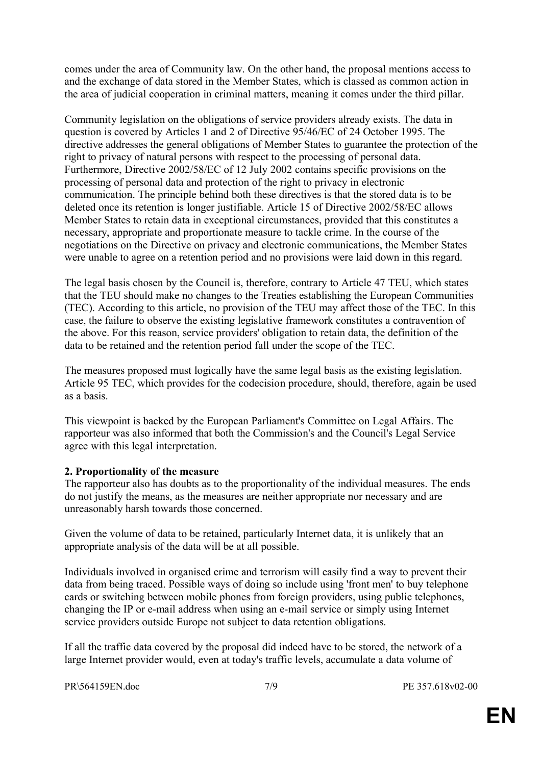comes under the area of Community law. On the other hand, the proposal mentions access to and the exchange of data stored in the Member States, which is classed as common action in the area of judicial cooperation in criminal matters, meaning it comes under the third pillar.

Community legislation on the obligations of service providers already exists. The data in question is covered by Articles 1 and 2 of Directive 95/46/EC of 24 October 1995. The directive addresses the general obligations of Member States to guarantee the protection of the right to privacy of natural persons with respect to the processing of personal data. Furthermore, Directive 2002/58/EC of 12 July 2002 contains specific provisions on the processing of personal data and protection of the right to privacy in electronic communication. The principle behind both these directives is that the stored data is to be deleted once its retention is longer justifiable. Article 15 of Directive 2002/58/EC allows Member States to retain data in exceptional circumstances, provided that this constitutes a necessary, appropriate and proportionate measure to tackle crime. In the course of the negotiations on the Directive on privacy and electronic communications, the Member States were unable to agree on a retention period and no provisions were laid down in this regard.

The legal basis chosen by the Council is, therefore, contrary to Article 47 TEU, which states that the TEU should make no changes to the Treaties establishing the European Communities (TEC). According to this article, no provision of the TEU may affect those of the TEC. In this case, the failure to observe the existing legislative framework constitutes a contravention of the above. For this reason, service providers' obligation to retain data, the definition of the data to be retained and the retention period fall under the scope of the TEC.

The measures proposed must logically have the same legal basis as the existing legislation. Article 95 TEC, which provides for the codecision procedure, should, therefore, again be used as a basis.

This viewpoint is backed by the European Parliament's Committee on Legal Affairs. The rapporteur was also informed that both the Commission's and the Council's Legal Service agree with this legal interpretation.

**2. Proportionality of the measure**

The rapporteur also has doubts as to the proportionality of the individual measures. The ends do not justify the means, as the measures are neither appropriate nor necessary and are unreasonably harsh towards those concerned.

Given the volume of data to be retained, particularly Internet data, it is unlikely that an appropriate analysis of the data will be at all possible.

Individuals involved in organised crime and terrorism will easily find a way to prevent their data from being traced. Possible ways of doing so include using 'front men' to buy telephone cards or switching between mobile phones from foreign providers, using public telephones, changing the IP or e-mail address when using an e-mail service or simply using Internet service providers outside Europe not subject to data retention obligations.

If all the traffic data covered by the proposal did indeed have to be stored, the network of a large Internet provider would, even at today's traffic levels, accumulate a data volume of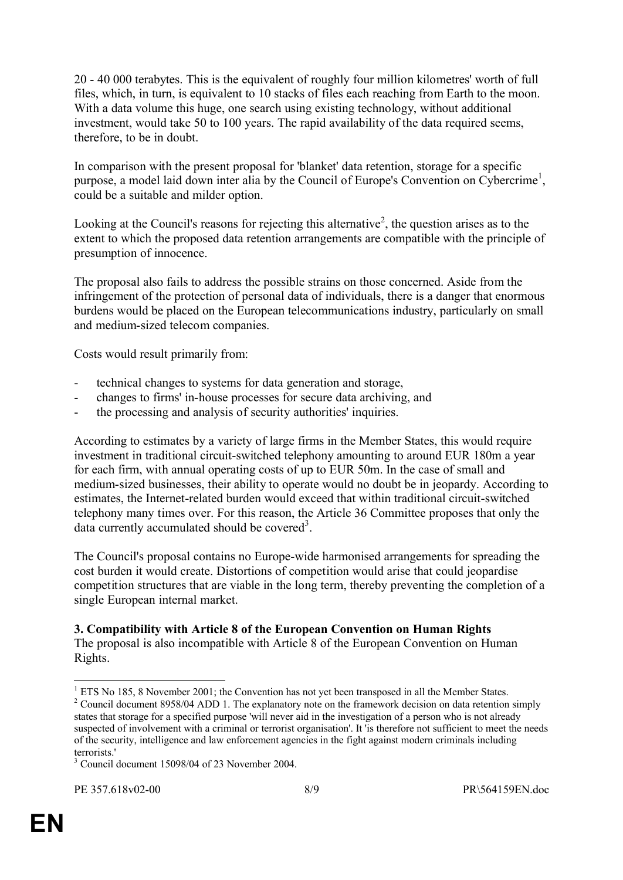20 - 40 000 terabytes. This is the equivalent of roughly four million kilometres' worth of full files, which, in turn, is equivalent to 10 stacks of files each reaching from Earth to the moon. With a data volume this huge, one search using existing technology, without additional investment, would take 50 to 100 years. The rapid availability of the data required seems, therefore, to be in doubt.

In comparison with the present proposal for 'blanket' data retention, storage for a specific purpose, a model laid down inter alia by the Council of Europe's Convention on Cybercrime[1], could be a suitable and milder option.

Looking at the Council's reasons for rejecting this alternative[2], the question arises as to the extent to which the proposed data retention arrangements are compatible with the principle of presumption of innocence.

The proposal also fails to address the possible strains on those concerned. Aside from the infringement of the protection of personal data of individuals, there is a danger that enormous burdens would be placed on the European telecommunications industry, particularly on small and medium-sized telecom companies.

Costs would result primarily from:

- technical changes to systems for data generation and storage,
- changes to firms' in-house processes for secure data archiving, and
- the processing and analysis of security authorities' inquiries.

According to estimates by a variety of large firms in the Member States, this would require investment in traditional circuit-switched telephony amounting to around EUR 180m a year for each firm, with annual operating costs of up to EUR 50m. In the case of small and medium-sized businesses, their ability to operate would no doubt be in jeopardy. According to estimates, the Internet-related burden would exceed that within traditional circuit-switched telephony many times over. For this reason, the Article 36 Committee proposes that only the data currently accumulated should be covered[3].

The Council's proposal contains no Europe-wide harmonised arrangements for spreading the cost burden it would create. Distortions of competition would arise that could jeopardise competition structures that are viable in the long term, thereby preventing the completion of a single European internal market.

**3. Compatibility with Article 8 of the European Convention on Human Rights**

The proposal is also incompatible with Article 8 of the European Convention on Human Rights.

---

[1] ETS No 185, 8 November 2001; the Convention has not yet been transposed in all the Member States.

[2] Council document 8958/04 ADD 1. The explanatory note on the framework decision on data retention simply states that storage for a specified purpose 'will never aid in the investigation of a person who is not already suspected of involvement with a criminal or terrorist organisation'. It 'is therefore not sufficient to meet the needs of the security, intelligence and law enforcement agencies in the fight against modern criminals including terrorists.'

[3] Council document 15098/04 of 23 November 2004.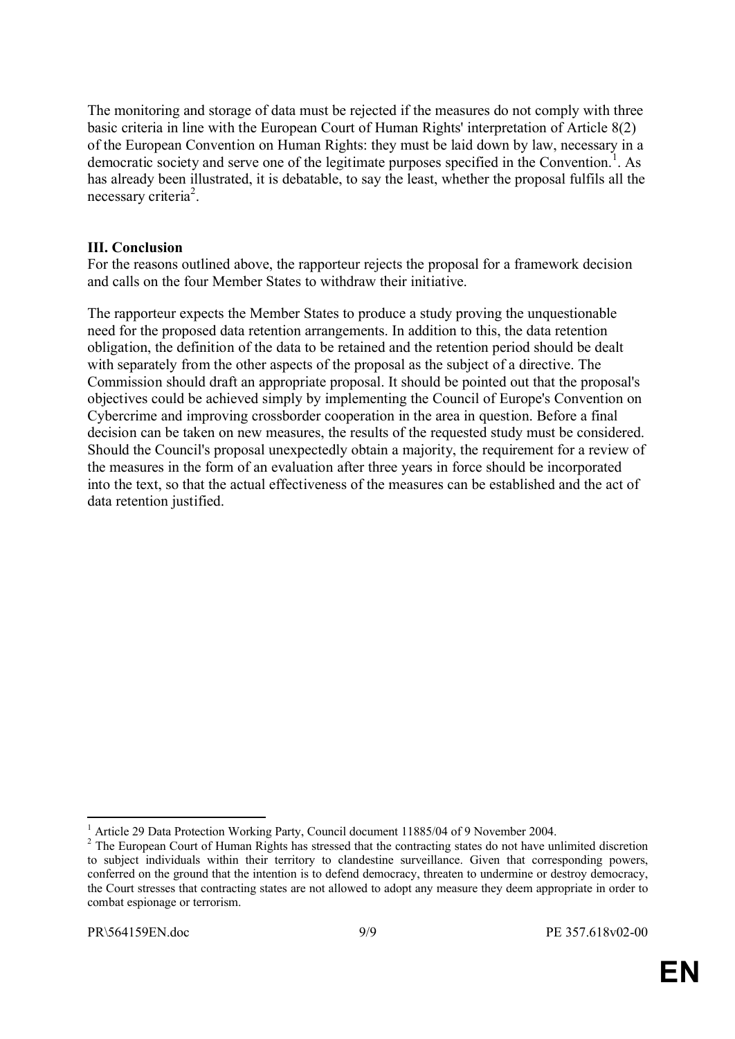The monitoring and storage of data must be rejected if the measures do not comply with three basic criteria in line with the European Court of Human Rights' interpretation of Article 8(2) of the European Convention on Human Rights: they must be laid down by law, necessary in a democratic society and serve one of the legitimate purposes specified in the Convention.[1]. As has already been illustrated, it is debatable, to say the least, whether the proposal fulfils all the necessary criteria[2].

**III. Conclusion**

For the reasons outlined above, the rapporteur rejects the proposal for a framework decision and calls on the four Member States to withdraw their initiative.

The rapporteur expects the Member States to produce a study proving the unquestionable need for the proposed data retention arrangements. In addition to this, the data retention obligation, the definition of the data to be retained and the retention period should be dealt with separately from the other aspects of the proposal as the subject of a directive. The Commission should draft an appropriate proposal. It should be pointed out that the proposal's objectives could be achieved simply by implementing the Council of Europe's Convention on Cybercrime and improving crossborder cooperation in the area in question. Before a final decision can be taken on new measures, the results of the requested study must be considered. Should the Council's proposal unexpectedly obtain a majority, the requirement for a review of the measures in the form of an evaluation after three years in force should be incorporated into the text, so that the actual effectiveness of the measures can be established and the act of data retention justified.

---

[1] Article 29 Data Protection Working Party, Council document 11885/04 of 9 November 2004.

[2] The European Court of Human Rights has stressed that the contracting states do not have unlimited discretion to subject individuals within their territory to clandestine surveillance. Given that corresponding powers, conferred on the ground that the intention is to defend democracy, threaten to undermine or destroy democracy, the Court stresses that contracting states are not allowed to adopt any measure they deem appropriate in order to combat espionage or terrorism.